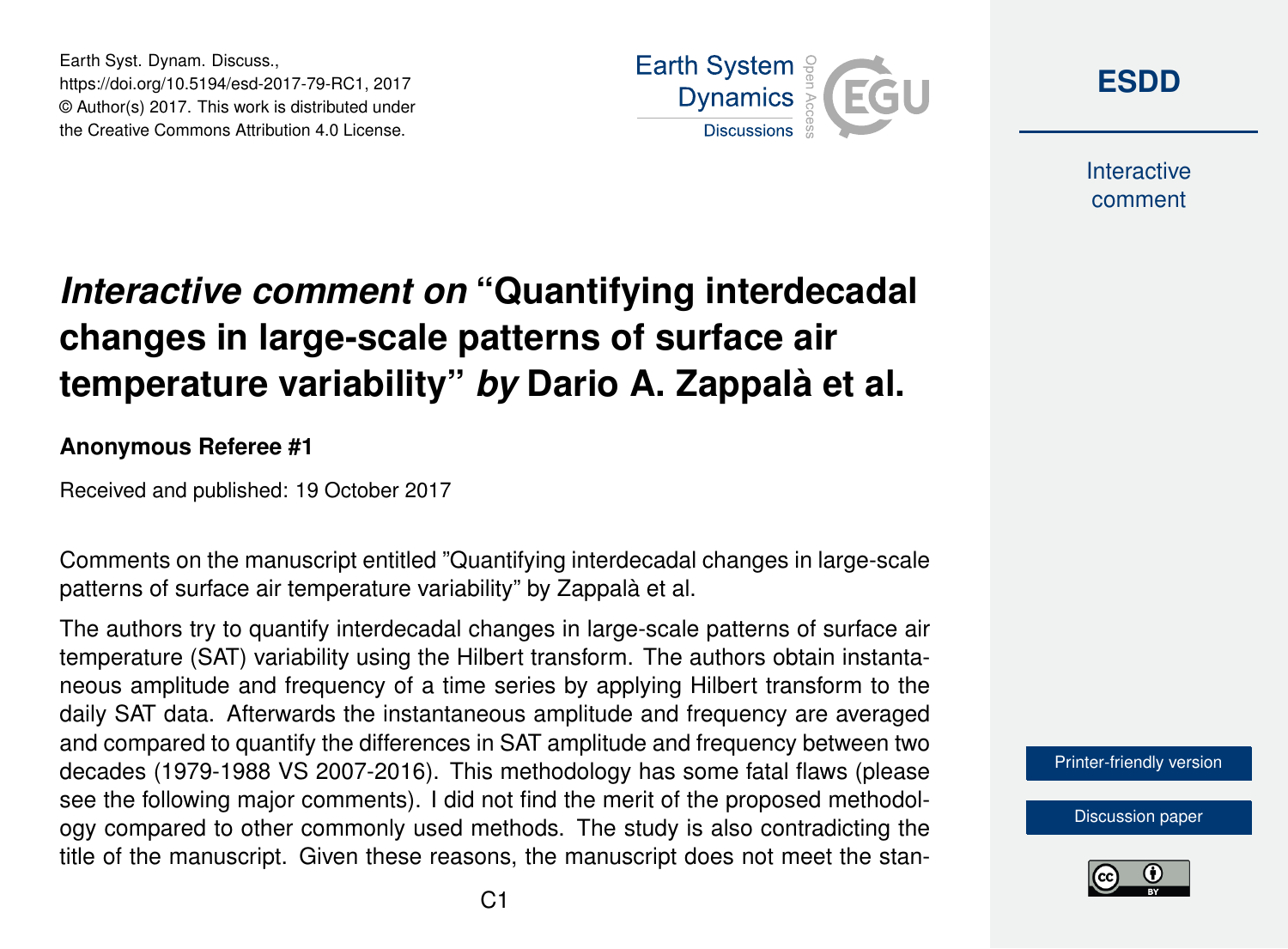Earth Syst. Dynam. Discuss.,
https://doi.org/10.5194/esd-2017-79-RC1, 2017
© Author(s) 2017. This work is distributed under
the Creative Commons Attribution 4.0 License.

# *Interactive comment on* "Quantifying interdecadal changes in large-scale patterns of surface air temperature variability" *by* Dario A. Zappalà et al.

**Anonymous Referee #1**

Received and published: 19 October 2017

Comments on the manuscript entitled "Quantifying interdecadal changes in large-scale patterns of surface air temperature variability" by Zappalà et al.

The authors try to quantify interdecadal changes in large-scale patterns of surface air temperature (SAT) variability using the Hilbert transform. The authors obtain instantaneous amplitude and frequency of a time series by applying Hilbert transform to the daily SAT data. Afterwards the instantaneous amplitude and frequency are averaged and compared to quantify the differences in SAT amplitude and frequency between two decades (1979-1988 VS 2007-2016). This methodology has some fatal flaws (please see the following major comments). I did not find the merit of the proposed methodology compared to other commonly used methods. The study is also contradicting the title of the manuscript. Given these reasons, the manuscript does not meet the stan-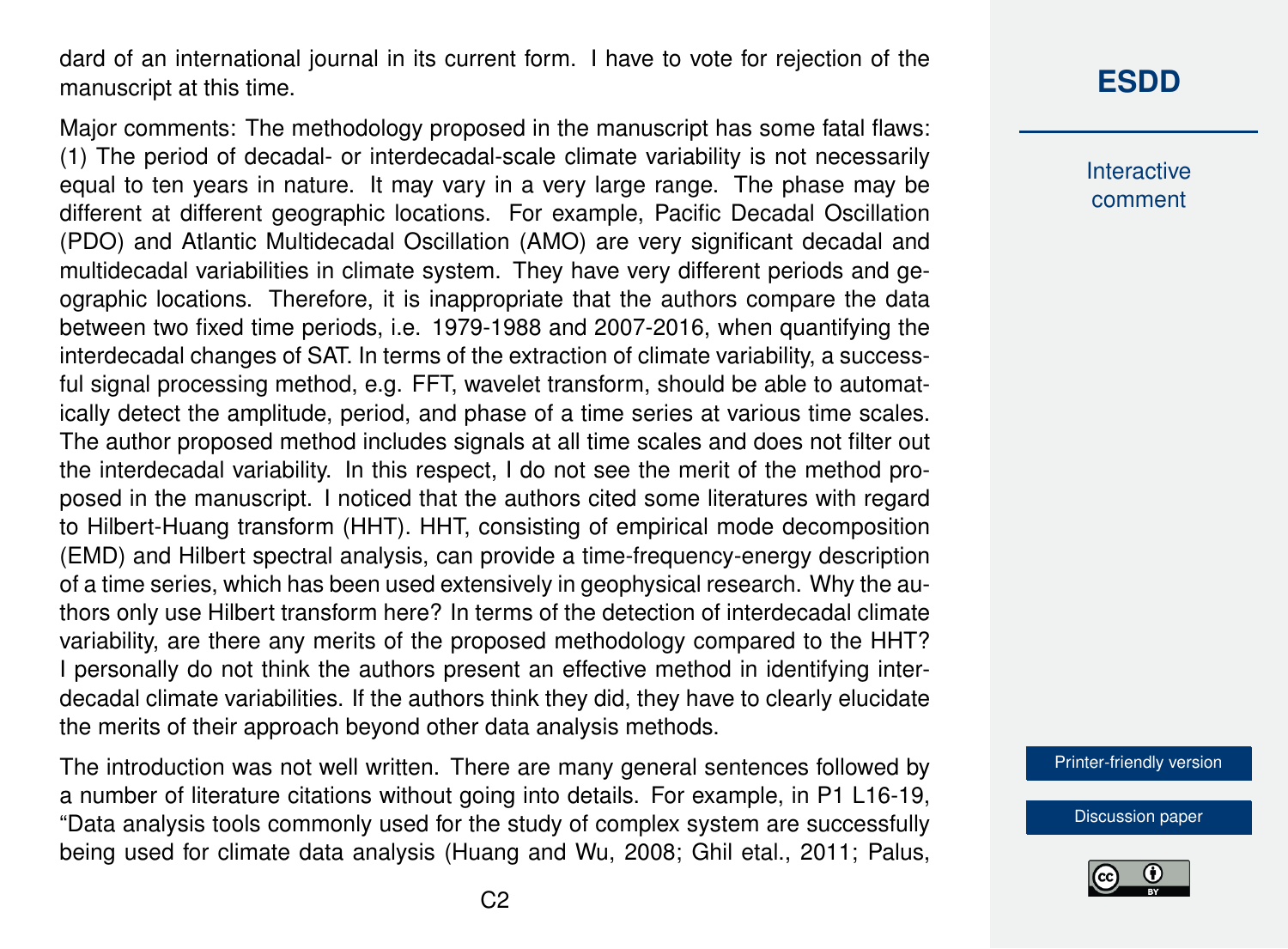dard of an international journal in its current form. I have to vote for rejection of the manuscript at this time.

Major comments: The methodology proposed in the manuscript has some fatal flaws: (1) The period of decadal- or interdecadal-scale climate variability is not necessarily equal to ten years in nature. It may vary in a very large range. The phase may be different at different geographic locations. For example, Pacific Decadal Oscillation (PDO) and Atlantic Multidecadal Oscillation (AMO) are very significant decadal and multidecadal variabilities in climate system. They have very different periods and geographic locations. Therefore, it is inappropriate that the authors compare the data between two fixed time periods, i.e. 1979-1988 and 2007-2016, when quantifying the interdecadal changes of SAT. In terms of the extraction of climate variability, a successful signal processing method, e.g. FFT, wavelet transform, should be able to automatically detect the amplitude, period, and phase of a time series at various time scales. The author proposed method includes signals at all time scales and does not filter out the interdecadal variability. In this respect, I do not see the merit of the method proposed in the manuscript. I noticed that the authors cited some literatures with regard to Hilbert-Huang transform (HHT). HHT, consisting of empirical mode decomposition (EMD) and Hilbert spectral analysis, can provide a time-frequency-energy description of a time series, which has been used extensively in geophysical research. Why the authors only use Hilbert transform here? In terms of the detection of interdecadal climate variability, are there any merits of the proposed methodology compared to the HHT? I personally do not think the authors present an effective method in identifying interdecadal climate variabilities. If the authors think they did, they have to clearly elucidate the merits of their approach beyond other data analysis methods.

The introduction was not well written. There are many general sentences followed by a number of literature citations without going into details. For example, in P1 L16-19, "Data analysis tools commonly used for the study of complex system are successfully being used for climate data analysis (Huang and Wu, 2008; Ghil etal., 2011; Palus,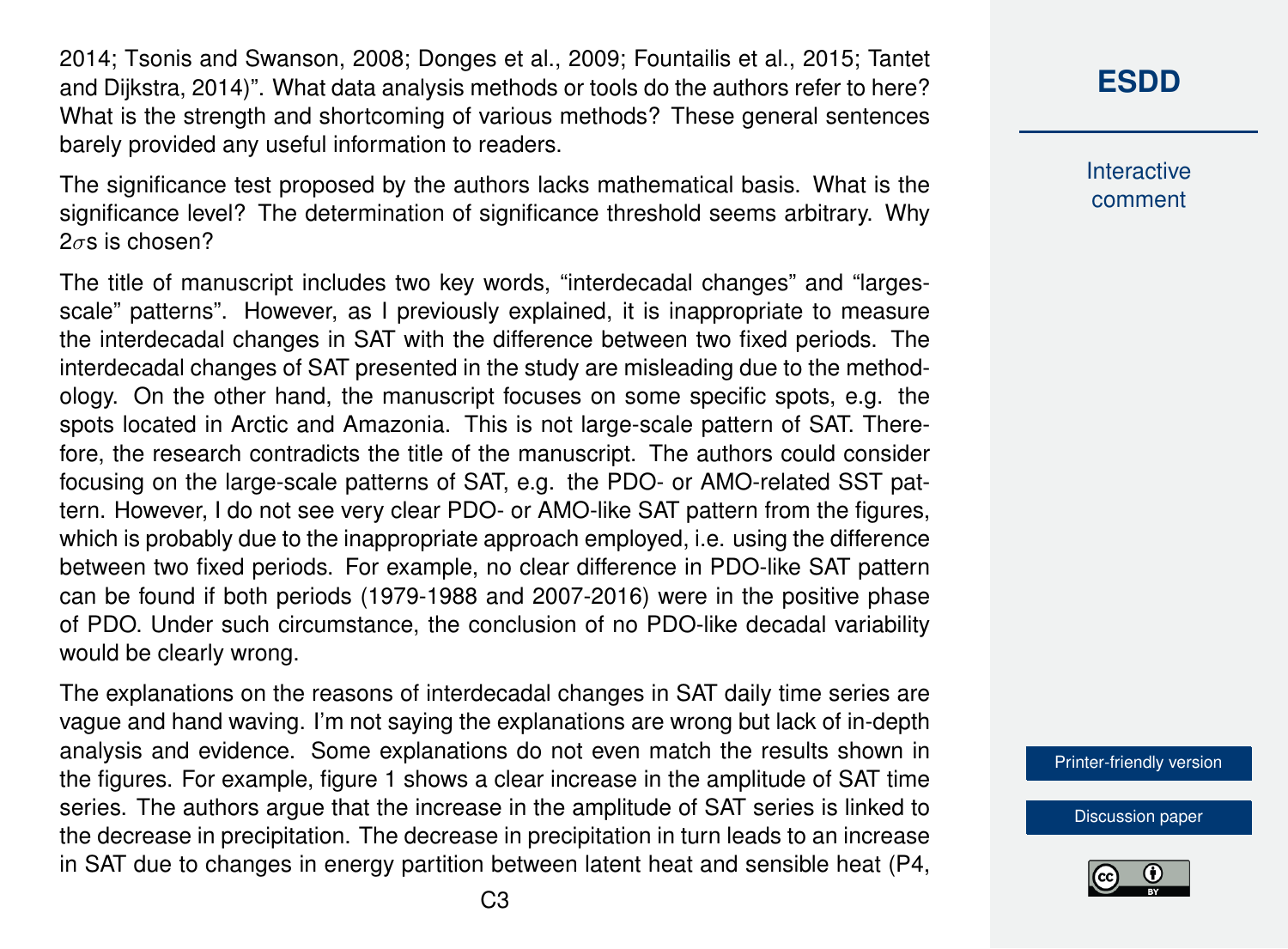2014; Tsonis and Swanson, 2008; Donges et al., 2009; Fountailis et al., 2015; Tantet and Dijkstra, 2014)". What data analysis methods or tools do the authors refer to here? What is the strength and shortcoming of various methods? These general sentences barely provided any useful information to readers.

The significance test proposed by the authors lacks mathematical basis. What is the significance level? The determination of significance threshold seems arbitrary. Why $2\sigma$s is chosen?

The title of manuscript includes two key words, "interdecadal changes" and "largesscale" patterns". However, as I previously explained, it is inappropriate to measure the interdecadal changes in SAT with the difference between two fixed periods. The interdecadal changes of SAT presented in the study are misleading due to the methodology. On the other hand, the manuscript focuses on some specific spots, e.g. the spots located in Arctic and Amazonia. This is not large-scale pattern of SAT. Therefore, the research contradicts the title of the manuscript. The authors could consider focusing on the large-scale patterns of SAT, e.g. the PDO- or AMO-related SST pattern. However, I do not see very clear PDO- or AMO-like SAT pattern from the figures, which is probably due to the inappropriate approach employed, i.e. using the difference between two fixed periods. For example, no clear difference in PDO-like SAT pattern can be found if both periods (1979-1988 and 2007-2016) were in the positive phase of PDO. Under such circumstance, the conclusion of no PDO-like decadal variability would be clearly wrong.

The explanations on the reasons of interdecadal changes in SAT daily time series are vague and hand waving. I'm not saying the explanations are wrong but lack of in-depth analysis and evidence. Some explanations do not even match the results shown in the figures. For example, figure 1 shows a clear increase in the amplitude of SAT time series. The authors argue that the increase in the amplitude of SAT series is linked to the decrease in precipitation. The decrease in precipitation in turn leads to an increase in SAT due to changes in energy partition between latent heat and sensible heat (P4,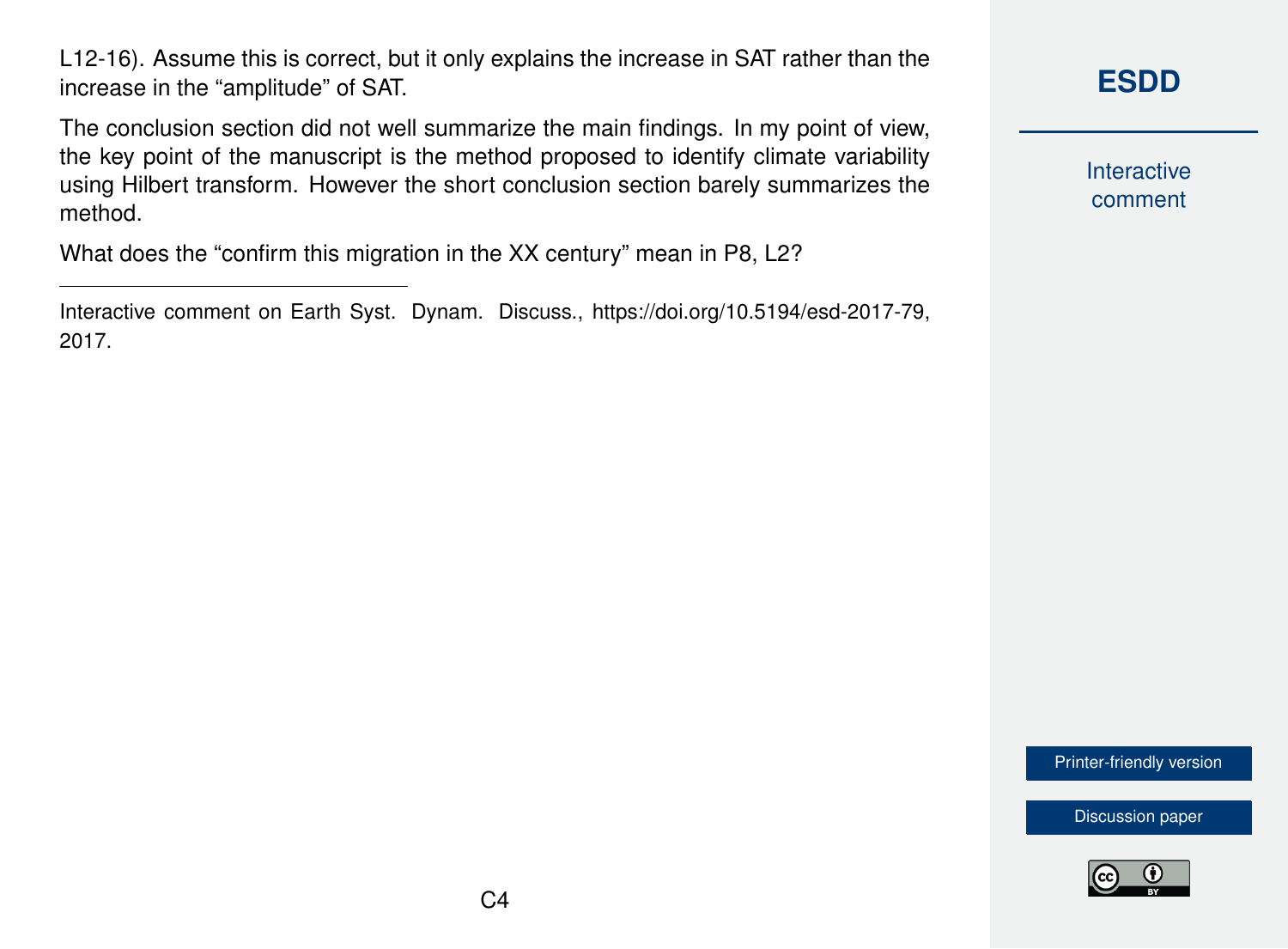L12-16). Assume this is correct, but it only explains the increase in SAT rather than the increase in the "amplitude" of SAT.

The conclusion section did not well summarize the main findings. In my point of view, the key point of the manuscript is the method proposed to identify climate variability using Hilbert transform. However the short conclusion section barely summarizes the method.

What does the "confirm this migration in the XX century" mean in P8, L2?

---

Interactive comment on Earth Syst. Dynam. Discuss., https://doi.org/10.5194/esd-2017-79, 2017.